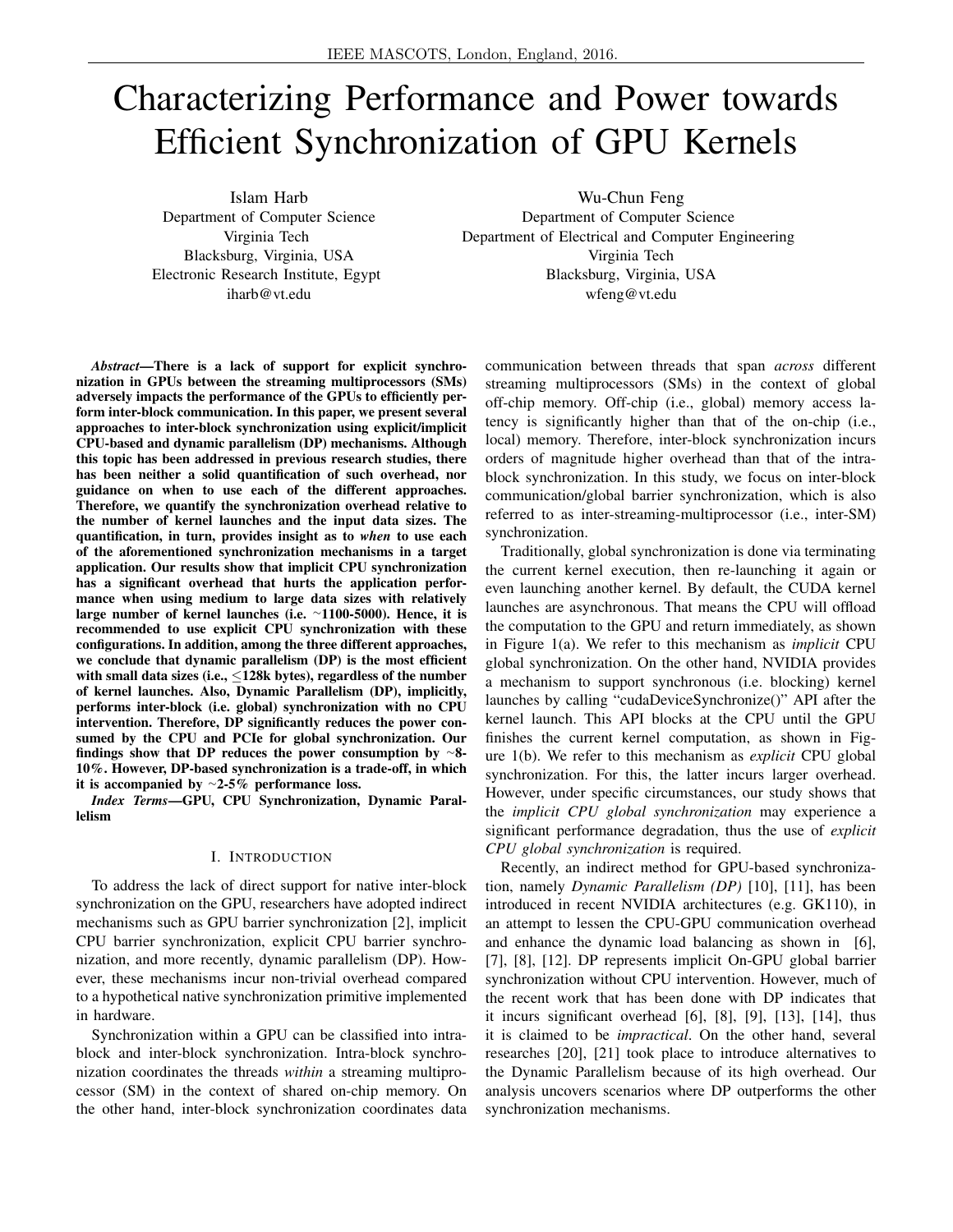# Characterizing Performance and Power towards Efficient Synchronization of GPU Kernels

Islam Harb
Department of Computer Science
Virginia Tech
Blacksburg, Virginia, USA
Electronic Research Institute, Egypt
iharb@vt.edu

Wu-Chun Feng
Department of Computer Science
Department of Electrical and Computer Engineering
Virginia Tech
Blacksburg, Virginia, USA
wfeng@vt.edu

***Abstract*—There is a lack of support for explicit synchronization in GPUs between the streaming multiprocessors (SMs) adversely impacts the performance of the GPUs to efficiently perform inter-block communication. In this paper, we present several approaches to inter-block synchronization using explicit/implicit CPU-based and dynamic parallelism (DP) mechanisms. Although this topic has been addressed in previous research studies, there has been neither a solid quantification of such overhead, nor guidance on when to use each of the different approaches. Therefore, we quantify the synchronization overhead relative to the number of kernel launches and the input data sizes. The quantification, in turn, provides insight as to *when* to use each of the aforementioned synchronization mechanisms in a target application. Our results show that implicit CPU synchronization has a significant overhead that hurts the application performance when using medium to large data sizes with relatively large number of kernel launches (i.e. ~1100-5000). Hence, it is recommended to use explicit CPU synchronization with these configurations. In addition, among the three different approaches, we conclude that dynamic parallelism (DP) is the most efficient with small data sizes (i.e., ≤128k bytes), regardless of the number of kernel launches. Also, Dynamic Parallelism (DP), implicitly, performs inter-block (i.e. global) synchronization with no CPU intervention. Therefore, DP significantly reduces the power consumed by the CPU and PCIe for global synchronization. Our findings show that DP reduces the power consumption by ~8-10%. However, DP-based synchronization is a trade-off, in which it is accompanied by ~2-5% performance loss.**

***Index Terms*—GPU, CPU Synchronization, Dynamic Parallelism**

## I. Introduction

To address the lack of direct support for native inter-block synchronization on the GPU, researchers have adopted indirect mechanisms such as GPU barrier synchronization [2], implicit CPU barrier synchronization, explicit CPU barrier synchronization, and more recently, dynamic parallelism (DP). However, these mechanisms incur non-trivial overhead compared to a hypothetical native synchronization primitive implemented in hardware.

Synchronization within a GPU can be classified into intra-block and inter-block synchronization. Intra-block synchronization coordinates the threads *within* a streaming multiprocessor (SM) in the context of shared on-chip memory. On the other hand, inter-block synchronization coordinates data communication between threads that span *across* different streaming multiprocessors (SMs) in the context of global off-chip memory. Off-chip (i.e., global) memory access latency is significantly higher than that of the on-chip (i.e., local) memory. Therefore, inter-block synchronization incurs orders of magnitude higher overhead than that of the intra-block synchronization. In this study, we focus on inter-block communication/global barrier synchronization, which is also referred to as inter-streaming-multiprocessor (i.e., inter-SM) synchronization.

Traditionally, global synchronization is done via terminating the current kernel execution, then re-launching it again or even launching another kernel. By default, the CUDA kernel launches are asynchronous. That means the CPU will offload the computation to the GPU and return immediately, as shown in Figure 1(a). We refer to this mechanism as *implicit* CPU global synchronization. On the other hand, NVIDIA provides a mechanism to support synchronous (i.e. blocking) kernel launches by calling "cudaDeviceSynchronize()" API after the kernel launch. This API blocks at the CPU until the GPU finishes the current kernel computation, as shown in Figure 1(b). We refer to this mechanism as *explicit* CPU global synchronization. For this, the latter incurs larger overhead. However, under specific circumstances, our study shows that the *implicit CPU global synchronization* may experience a significant performance degradation, thus the use of *explicit CPU global synchronization* is required.

Recently, an indirect method for GPU-based synchronization, namely *Dynamic Parallelism (DP)* [10], [11], has been introduced in recent NVIDIA architectures (e.g. GK110), in an attempt to lessen the CPU-GPU communication overhead and enhance the dynamic load balancing as shown in [6], [7], [8], [12]. DP represents implicit On-GPU global barrier synchronization without CPU intervention. However, much of the recent work that has been done with DP indicates that it incurs significant overhead [6], [8], [9], [13], [14], thus it is claimed to be *impractical*. On the other hand, several researches [20], [21] took place to introduce alternatives to the Dynamic Parallelism because of its high overhead. Our analysis uncovers scenarios where DP outperforms the other synchronization mechanisms.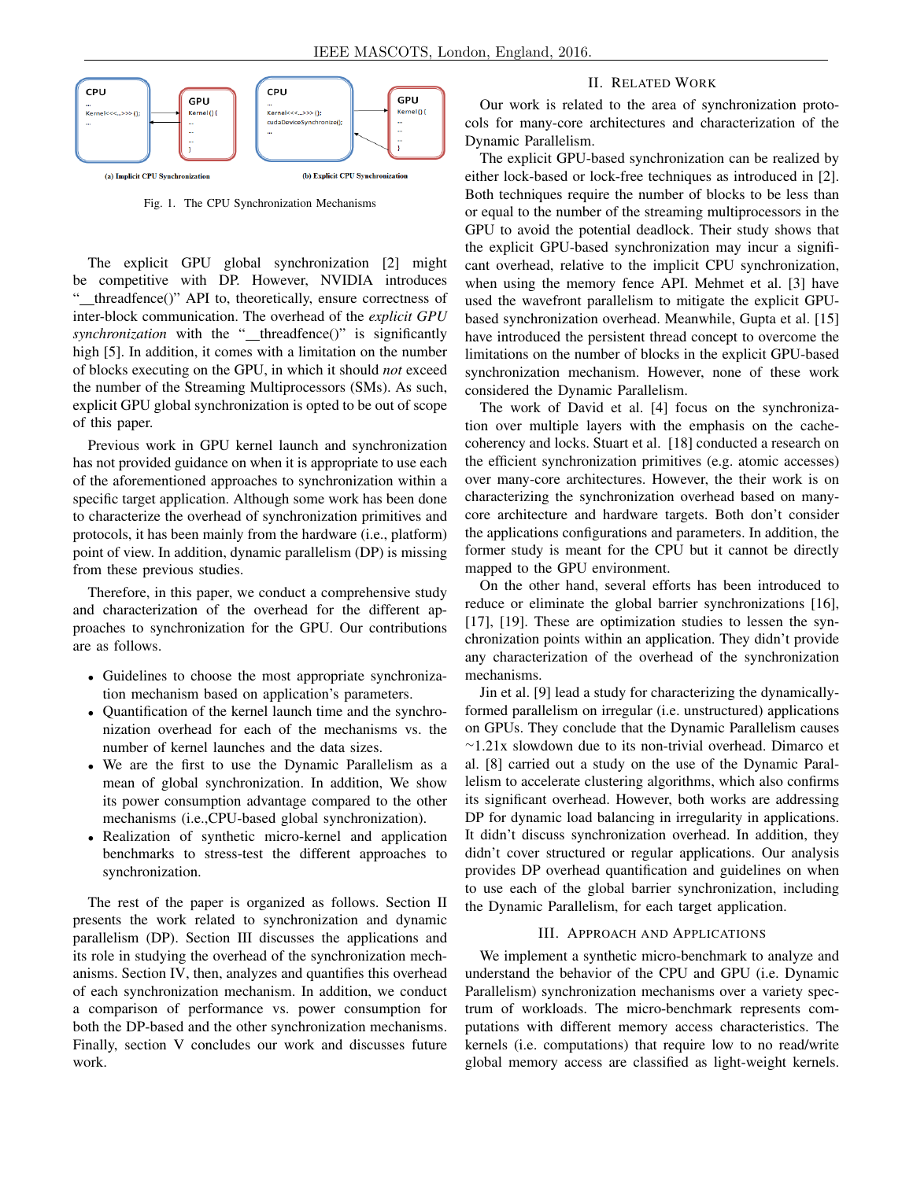Fig. 1. The CPU Synchronization Mechanisms

The explicit GPU global synchronization [2] might be competitive with DP. However, NVIDIA introduces "__threadfence()" API to, theoretically, ensure correctness of inter-block communication. The overhead of the *explicit GPU synchronization* with the "__threadfence()" is significantly high [5]. In addition, it comes with a limitation on the number of blocks executing on the GPU, in which it should *not* exceed the number of the Streaming Multiprocessors (SMs). As such, explicit GPU global synchronization is opted to be out of scope of this paper.

Previous work in GPU kernel launch and synchronization has not provided guidance on when it is appropriate to use each of the aforementioned approaches to synchronization within a specific target application. Although some work has been done to characterize the overhead of synchronization primitives and protocols, it has been mainly from the hardware (i.e., platform) point of view. In addition, dynamic parallelism (DP) is missing from these previous studies.

Therefore, in this paper, we conduct a comprehensive study and characterization of the overhead for the different approaches to synchronization for the GPU. Our contributions are as follows.

- Guidelines to choose the most appropriate synchronization mechanism based on application's parameters.
- Quantification of the kernel launch time and the synchronization overhead for each of the mechanisms vs. the number of kernel launches and the data sizes.
- We are the first to use the Dynamic Parallelism as a mean of global synchronization. In addition, We show its power consumption advantage compared to the other mechanisms (i.e.,CPU-based global synchronization).
- Realization of synthetic micro-kernel and application benchmarks to stress-test the different approaches to synchronization.

The rest of the paper is organized as follows. Section II presents the work related to synchronization and dynamic parallelism (DP). Section III discusses the applications and its role in studying the overhead of the synchronization mechanisms. Section IV, then, analyzes and quantifies this overhead of each synchronization mechanism. In addition, we conduct a comparison of performance vs. power consumption for both the DP-based and the other synchronization mechanisms. Finally, section V concludes our work and discusses future work.

## II. Related Work

Our work is related to the area of synchronization protocols for many-core architectures and characterization of the Dynamic Parallelism.

The explicit GPU-based synchronization can be realized by either lock-based or lock-free techniques as introduced in [2]. Both techniques require the number of blocks to be less than or equal to the number of the streaming multiprocessors in the GPU to avoid the potential deadlock. Their study shows that the explicit GPU-based synchronization may incur a significant overhead, relative to the implicit CPU synchronization, when using the memory fence API. Mehmet et al. [3] have used the wavefront parallelism to mitigate the explicit GPU-based synchronization overhead. Meanwhile, Gupta et al. [15] have introduced the persistent thread concept to overcome the limitations on the number of blocks in the explicit GPU-based synchronization mechanism. However, none of these work considered the Dynamic Parallelism.

The work of David et al. [4] focus on the synchronization over multiple layers with the emphasis on the cache-coherency and locks. Stuart et al. [18] conducted a research on the efficient synchronization primitives (e.g. atomic accesses) over many-core architectures. However, the their work is on characterizing the synchronization overhead based on many-core architecture and hardware targets. Both don't consider the applications configurations and parameters. In addition, the former study is meant for the CPU but it cannot be directly mapped to the GPU environment.

On the other hand, several efforts has been introduced to reduce or eliminate the global barrier synchronizations [16], [17], [19]. These are optimization studies to lessen the synchronization points within an application. They didn't provide any characterization of the overhead of the synchronization mechanisms.

Jin et al. [9] lead a study for characterizing the dynamically-formed parallelism on irregular (i.e. unstructured) applications on GPUs. They conclude that the Dynamic Parallelism causes ~1.21x slowdown due to its non-trivial overhead. Dimarco et al. [8] carried out a study on the use of the Dynamic Parallelism to accelerate clustering algorithms, which also confirms its significant overhead. However, both works are addressing DP for dynamic load balancing in irregularity in applications. It didn't discuss synchronization overhead. In addition, they didn't cover structured or regular applications. Our analysis provides DP overhead quantification and guidelines on when to use each of the global barrier synchronization, including the Dynamic Parallelism, for each target application.

## III. Approach and Applications

We implement a synthetic micro-benchmark to analyze and understand the behavior of the CPU and GPU (i.e. Dynamic Parallelism) synchronization mechanisms over a variety spectrum of workloads. The micro-benchmark represents computations with different memory access characteristics. The kernels (i.e. computations) that require low to no read/write global memory access are classified as light-weight kernels.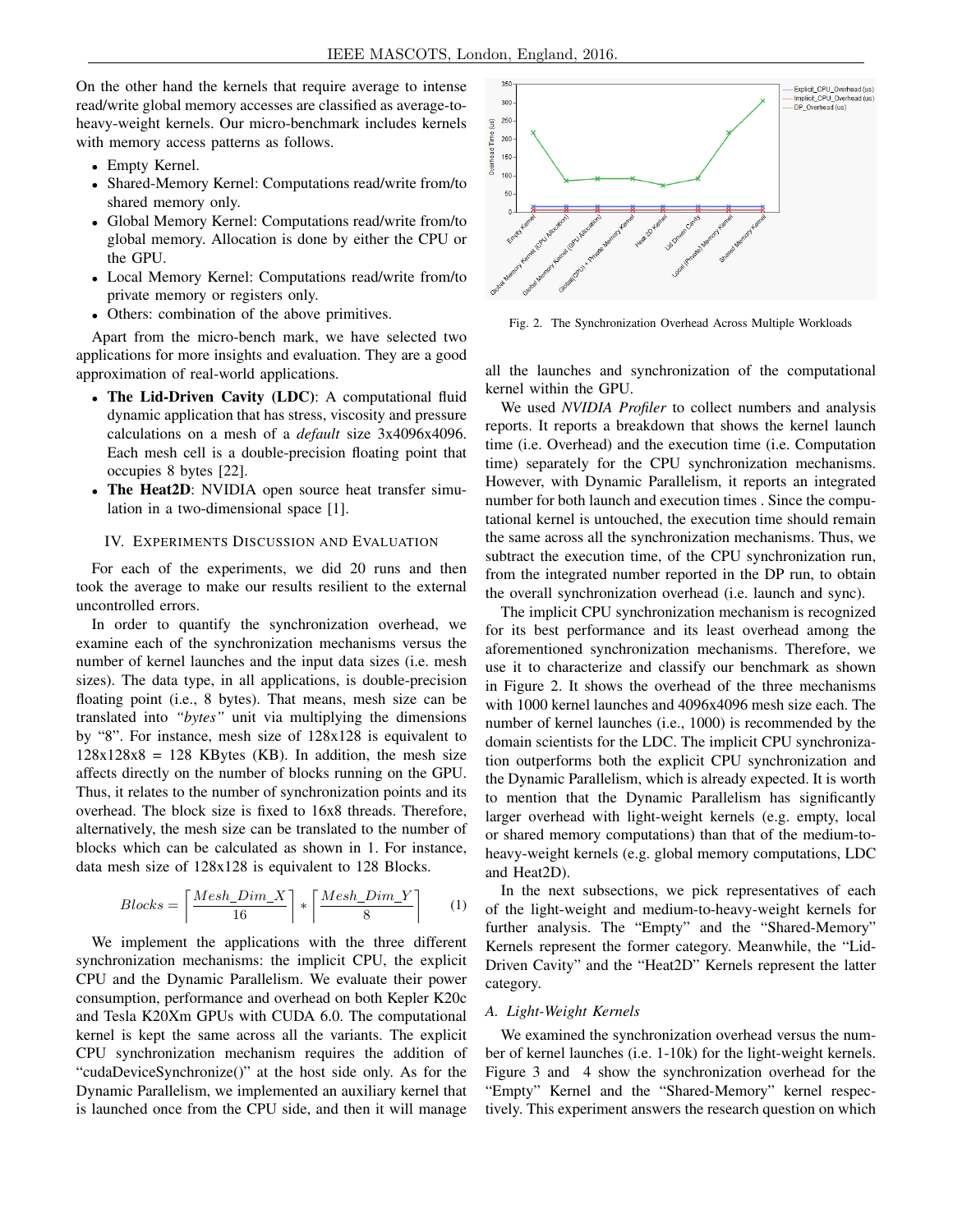On the other hand the kernels that require average to intense read/write global memory accesses are classified as average-to-heavy-weight kernels. Our micro-benchmark includes kernels with memory access patterns as follows.

- Empty Kernel.
- Shared-Memory Kernel: Computations read/write from/to shared memory only.
- Global Memory Kernel: Computations read/write from/to global memory. Allocation is done by either the CPU or the GPU.
- Local Memory Kernel: Computations read/write from/to private memory or registers only.
- Others: combination of the above primitives.

Apart from the micro-bench mark, we have selected two applications for more insights and evaluation. They are a good approximation of real-world applications.

- **The Lid-Driven Cavity (LDC)**: A computational fluid dynamic application that has stress, viscosity and pressure calculations on a mesh of a *default* size 3x4096x4096. Each mesh cell is a double-precision floating point that occupies 8 bytes [22].
- **The Heat2D**: NVIDIA open source heat transfer simulation in a two-dimensional space [1].

## IV. Experiments Discussion and Evaluation

For each of the experiments, we did 20 runs and then took the average to make our results resilient to the external uncontrolled errors.

In order to quantify the synchronization overhead, we examine each of the synchronization mechanisms versus the number of kernel launches and the input data sizes (i.e. mesh sizes). The data type, in all applications, is double-precision floating point (i.e., 8 bytes). That means, mesh size can be translated into *"bytes"* unit via multiplying the dimensions by "8". For instance, mesh size of 128x128 is equivalent to 128x128x8 = 128 KBytes (KB). In addition, the mesh size affects directly on the number of blocks running on the GPU. Thus, it relates to the number of synchronization points and its overhead. The block size is fixed to 16x8 threads. Therefore, alternatively, the mesh size can be translated to the number of blocks which can be calculated as shown in 1. For instance, data mesh size of 128x128 is equivalent to 128 Blocks.

$$Blocks = \left\lceil \frac{Mesh\_Dim\_X}{16} \right\rceil * \left\lceil \frac{Mesh\_Dim\_Y}{8} \right\rceil \quad (1)$$

We implement the applications with the three different synchronization mechanisms: the implicit CPU, the explicit CPU and the Dynamic Parallelism. We evaluate their power consumption, performance and overhead on both Kepler K20c and Tesla K20Xm GPUs with CUDA 6.0. The computational kernel is kept the same across all the variants. The explicit CPU synchronization mechanism requires the addition of "cudaDeviceSynchronize()" at the host side only. As for the Dynamic Parallelism, we implemented an auxiliary kernel that is launched once from the CPU side, and then it will manage all the launches and synchronization of the computational kernel within the GPU.

Fig. 2. The Synchronization Overhead Across Multiple Workloads

We used *NVIDIA Profiler* to collect numbers and analysis reports. It reports a breakdown that shows the kernel launch time (i.e. Overhead) and the execution time (i.e. Computation time) separately for the CPU synchronization mechanisms. However, with Dynamic Parallelism, it reports an integrated number for both launch and execution times . Since the computational kernel is untouched, the execution time should remain the same across all the synchronization mechanisms. Thus, we subtract the execution time, of the CPU synchronization run, from the integrated number reported in the DP run, to obtain the overall synchronization overhead (i.e. launch and sync).

The implicit CPU synchronization mechanism is recognized for its best performance and its least overhead among the aforementioned synchronization mechanisms. Therefore, we use it to characterize and classify our benchmark as shown in Figure 2. It shows the overhead of the three mechanisms with 1000 kernel launches and 4096x4096 mesh size each. The number of kernel launches (i.e., 1000) is recommended by the domain scientists for the LDC. The implicit CPU synchronization outperforms both the explicit CPU synchronization and the Dynamic Parallelism, which is already expected. It is worth to mention that the Dynamic Parallelism has significantly larger overhead with light-weight kernels (e.g. empty, local or shared memory computations) than that of the medium-to-heavy-weight kernels (e.g. global memory computations, LDC and Heat2D).

In the next subsections, we pick representatives of each of the light-weight and medium-to-heavy-weight kernels for further analysis. The "Empty" and the "Shared-Memory" Kernels represent the former category. Meanwhile, the "Lid-Driven Cavity" and the "Heat2D" Kernels represent the latter category.

### A. Light-Weight Kernels

We examined the synchronization overhead versus the number of kernel launches (i.e. 1-10k) for the light-weight kernels. Figure 3 and 4 show the synchronization overhead for the "Empty" Kernel and the "Shared-Memory" kernel respectively. This experiment answers the research question on which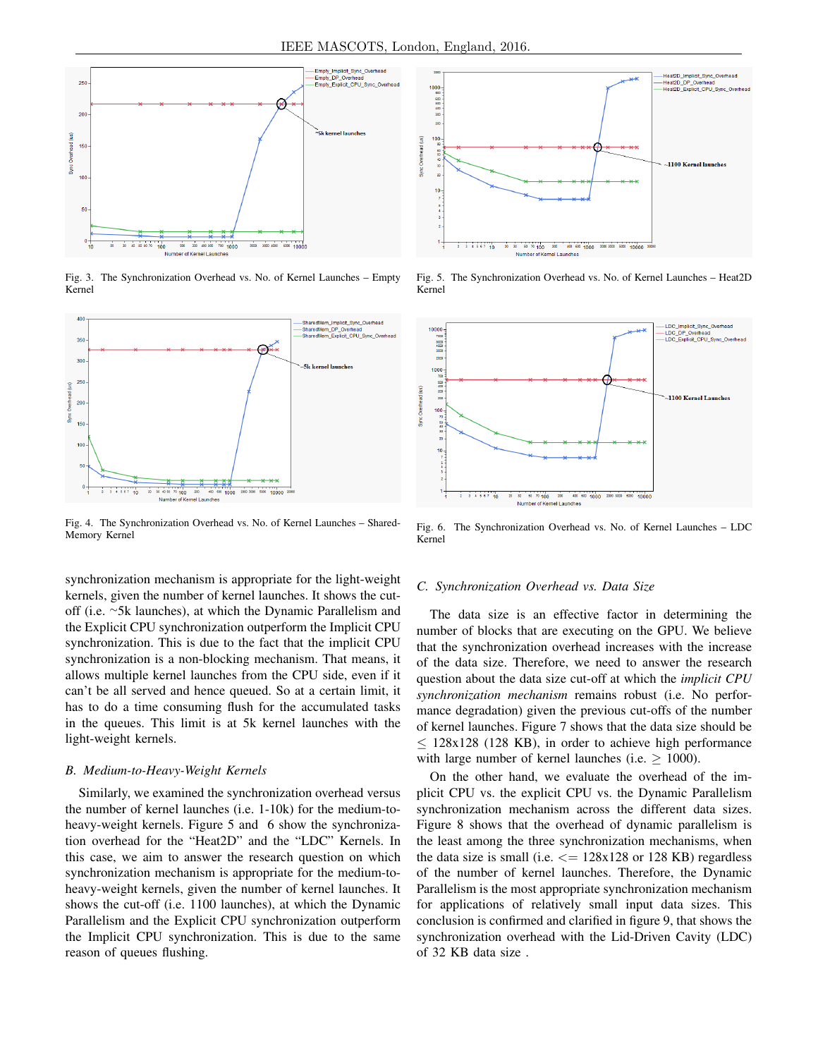Fig. 3. The Synchronization Overhead vs. No. of Kernel Launches – Empty Kernel

Fig. 4. The Synchronization Overhead vs. No. of Kernel Launches – Shared-Memory Kernel

Fig. 5. The Synchronization Overhead vs. No. of Kernel Launches – Heat2D Kernel

Fig. 6. The Synchronization Overhead vs. No. of Kernel Launches – LDC Kernel

synchronization mechanism is appropriate for the light-weight kernels, given the number of kernel launches. It shows the cut-off (i.e. ~5k launches), at which the Dynamic Parallelism and the Explicit CPU synchronization outperform the Implicit CPU synchronization. This is due to the fact that the implicit CPU synchronization is a non-blocking mechanism. That means, it allows multiple kernel launches from the CPU side, even if it can't be all served and hence queued. So at a certain limit, it has to do a time consuming flush for the accumulated tasks in the queues. This limit is at 5k kernel launches with the light-weight kernels.

### B. Medium-to-Heavy-Weight Kernels

Similarly, we examined the synchronization overhead versus the number of kernel launches (i.e. 1-10k) for the medium-to-heavy-weight kernels. Figure 5 and 6 show the synchronization overhead for the "Heat2D" and the "LDC" Kernels. In this case, we aim to answer the research question on which synchronization mechanism is appropriate for the medium-to-heavy-weight kernels, given the number of kernel launches. It shows the cut-off (i.e. 1100 launches), at which the Dynamic Parallelism and the Explicit CPU synchronization outperform the Implicit CPU synchronization. This is due to the same reason of queues flushing.

### C. Synchronization Overhead vs. Data Size

The data size is an effective factor in determining the number of blocks that are executing on the GPU. We believe that the synchronization overhead increases with the increase of the data size. Therefore, we need to answer the research question about the data size cut-off at which the *implicit CPU synchronization mechanism* remains robust (i.e. No performance degradation) given the previous cut-offs of the number of kernel launches. Figure 7 shows that the data size should be $\leq$ 128x128 (128 KB), in order to achieve high performance with large number of kernel launches (i.e. $\geq$ 1000).

On the other hand, we evaluate the overhead of the implicit CPU vs. the explicit CPU vs. the Dynamic Parallelism synchronization mechanism across the different data sizes. Figure 8 shows that the overhead of dynamic parallelism is the least among the three synchronization mechanisms, when the data size is small (i.e. <= 128x128 or 128 KB) regardless of the number of kernel launches. Therefore, the Dynamic Parallelism is the most appropriate synchronization mechanism for applications of relatively small input data sizes. This conclusion is confirmed and clarified in figure 9, that shows the synchronization overhead with the Lid-Driven Cavity (LDC) of 32 KB data size .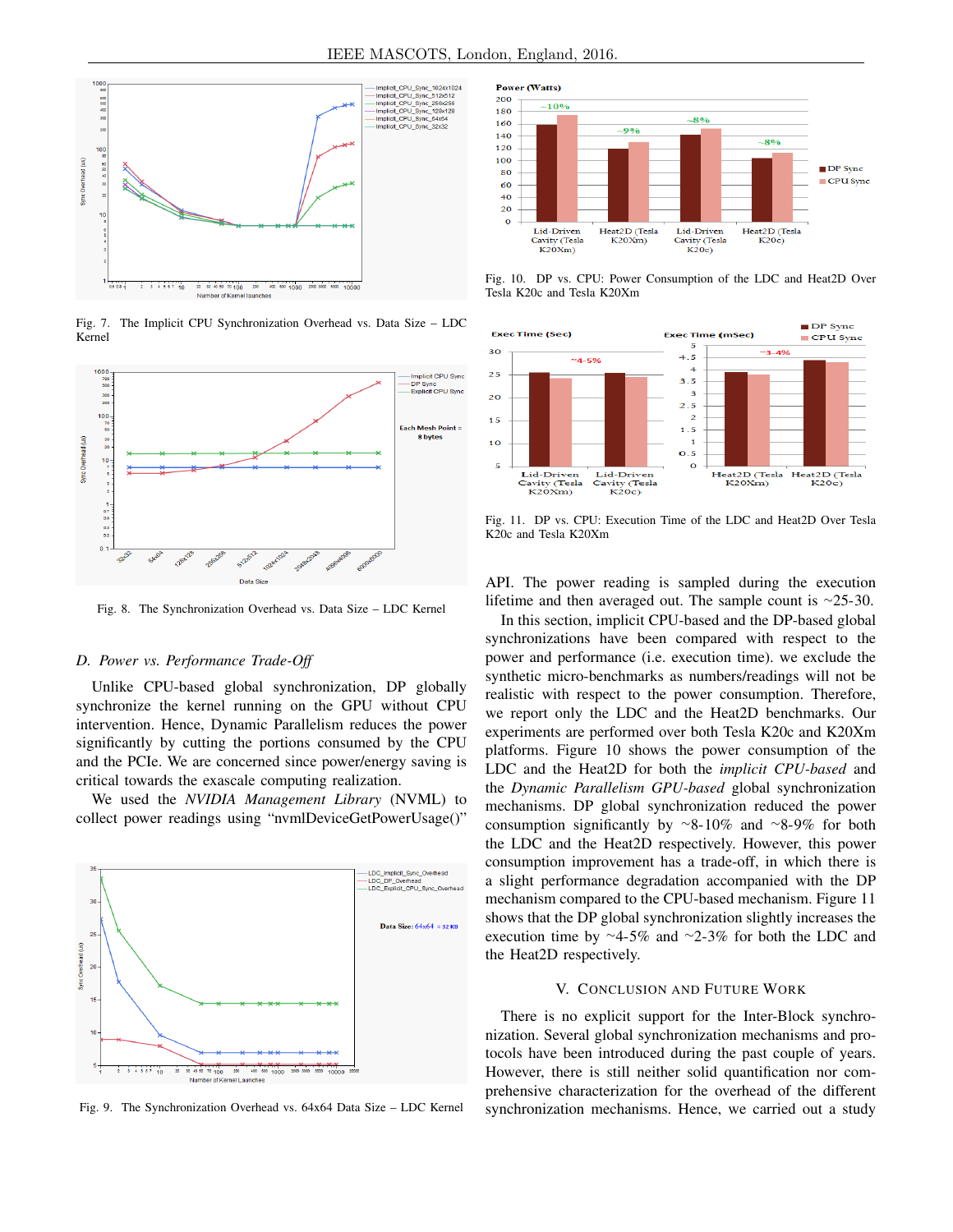Fig. 7. The Implicit CPU Synchronization Overhead vs. Data Size – LDC Kernel

Fig. 8. The Synchronization Overhead vs. Data Size – LDC Kernel

### D. Power vs. Performance Trade-Off

Unlike CPU-based global synchronization, DP globally synchronize the kernel running on the GPU without CPU intervention. Hence, Dynamic Parallelism reduces the power significantly by cutting the portions consumed by the CPU and the PCIe. We are concerned since power/energy saving is critical towards the exascale computing realization.

We used the *NVIDIA Management Library* (NVML) to collect power readings using "nvmlDeviceGetPowerUsage()" API. The power reading is sampled during the execution lifetime and then averaged out. The sample count is ~25-30.

Fig. 9. The Synchronization Overhead vs. 64x64 Data Size – LDC Kernel

Fig. 10. DP vs. CPU: Power Consumption of the LDC and Heat2D Over Tesla K20c and Tesla K20Xm

Fig. 11. DP vs. CPU: Execution Time of the LDC and Heat2D Over Tesla K20c and Tesla K20Xm

In this section, implicit CPU-based and the DP-based global synchronizations have been compared with respect to the power and performance (i.e. execution time). we exclude the synthetic micro-benchmarks as numbers/readings will not be realistic with respect to the power consumption. Therefore, we report only the LDC and the Heat2D benchmarks. Our experiments are performed over both Tesla K20c and K20Xm platforms. Figure 10 shows the power consumption of the LDC and the Heat2D for both the *implicit CPU-based* and the *Dynamic Parallelism GPU-based* global synchronization mechanisms. DP global synchronization reduced the power consumption significantly by ~8-10% and ~8-9% for both the LDC and the Heat2D respectively. However, this power consumption improvement has a trade-off, in which there is a slight performance degradation accompanied with the DP mechanism compared to the CPU-based mechanism. Figure 11 shows that the DP global synchronization slightly increases the execution time by ~4-5% and ~2-3% for both the LDC and the Heat2D respectively.

## V. Conclusion and Future Work

There is no explicit support for the Inter-Block synchronization. Several global synchronization mechanisms and protocols have been introduced during the past couple of years. However, there is still neither solid quantification nor comprehensive characterization for the overhead of the different synchronization mechanisms. Hence, we carried out a study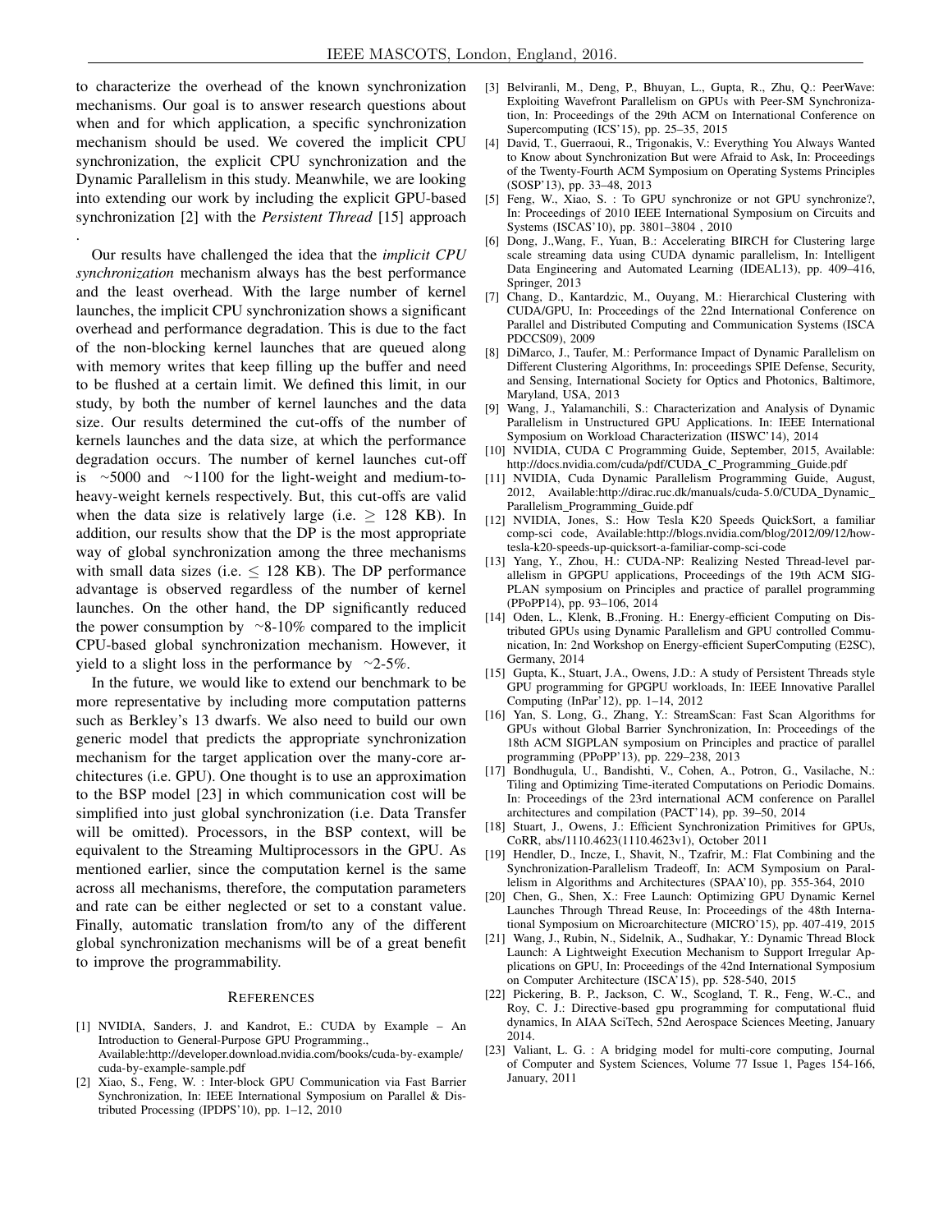to characterize the overhead of the known synchronization mechanisms. Our goal is to answer research questions about when and for which application, a specific synchronization mechanism should be used. We covered the implicit CPU synchronization, the explicit CPU synchronization and the Dynamic Parallelism in this study. Meanwhile, we are looking into extending our work by including the explicit GPU-based synchronization [2] with the *Persistent Thread* [15] approach .

Our results have challenged the idea that the *implicit CPU synchronization* mechanism always has the best performance and the least overhead. With the large number of kernel launches, the implicit CPU synchronization shows a significant overhead and performance degradation. This is due to the fact of the non-blocking kernel launches that are queued along with memory writes that keep filling up the buffer and need to be flushed at a certain limit. We defined this limit, in our study, by both the number of kernel launches and the data size. Our results determined the cut-offs of the number of kernels launches and the data size, at which the performance degradation occurs. The number of kernel launches cut-off is ~5000 and ~1100 for the light-weight and medium-to-heavy-weight kernels respectively. But, this cut-offs are valid when the data size is relatively large (i.e. $\geq$ 128 KB). In addition, our results show that the DP is the most appropriate way of global synchronization among the three mechanisms with small data sizes (i.e. $\leq$ 128 KB). The DP performance advantage is observed regardless of the number of kernel launches. On the other hand, the DP significantly reduced the power consumption by ~8-10% compared to the implicit CPU-based global synchronization mechanism. However, it yield to a slight loss in the performance by ~2-5%.

In the future, we would like to extend our benchmark to be more representative by including more computation patterns such as Berkley's 13 dwarfs. We also need to build our own generic model that predicts the appropriate synchronization mechanism for the target application over the many-core architectures (i.e. GPU). One thought is to use an approximation to the BSP model [23] in which communication cost will be simplified into just global synchronization (i.e. Data Transfer will be omitted). Processors, in the BSP context, will be equivalent to the Streaming Multiprocessors in the GPU. As mentioned earlier, since the computation kernel is the same across all mechanisms, therefore, the computation parameters and rate can be either neglected or set to a constant value. Finally, automatic translation from/to any of the different global synchronization mechanisms will be of a great benefit to improve the programmability.

## REFERENCES

[1] NVIDIA, Sanders, J. and Kandrot, E.: CUDA by Example – An Introduction to General-Purpose GPU Programming., Available:http://developer.download.nvidia.com/books/cuda-by-example/cuda-by-example-sample.pdf

[2] Xiao, S., Feng, W. : Inter-block GPU Communication via Fast Barrier Synchronization, In: IEEE International Symposium on Parallel & Distributed Processing (IPDPS'10), pp. 1–12, 2010

[3] Belviranli, M., Deng, P., Bhuyan, L., Gupta, R., Zhu, Q.: PeerWave: Exploiting Wavefront Parallelism on GPUs with Peer-SM Synchronization, In: Proceedings of the 29th ACM on International Conference on Supercomputing (ICS'15), pp. 25–35, 2015

[4] David, T., Guerraoui, R., Trigonakis, V.: Everything You Always Wanted to Know about Synchronization But were Afraid to Ask, In: Proceedings of the Twenty-Fourth ACM Symposium on Operating Systems Principles (SOSP'13), pp. 33–48, 2013

[5] Feng, W., Xiao, S. : To GPU synchronize or not GPU synchronize?, In: Proceedings of 2010 IEEE International Symposium on Circuits and Systems (ISCAS'10), pp. 3801–3804 , 2010

[6] Dong, J.,Wang, F., Yuan, B.: Accelerating BIRCH for Clustering large scale streaming data using CUDA dynamic parallelism, In: Intelligent Data Engineering and Automated Learning (IDEAL13), pp. 409–416, Springer, 2013

[7] Chang, D., Kantardzic, M., Ouyang, M.: Hierarchical Clustering with CUDA/GPU, In: Proceedings of the 22nd International Conference on Parallel and Distributed Computing and Communication Systems (ISCA PDCCS09), 2009

[8] DiMarco, J., Taufer, M.: Performance Impact of Dynamic Parallelism on Different Clustering Algorithms, In: proceedings SPIE Defense, Security, and Sensing, International Society for Optics and Photonics, Baltimore, Maryland, USA, 2013

[9] Wang, J., Yalamanchili, S.: Characterization and Analysis of Dynamic Parallelism in Unstructured GPU Applications. In: IEEE International Symposium on Workload Characterization (IISWC'14), 2014

[10] NVIDIA, CUDA C Programming Guide, September, 2015, Available: http://docs.nvidia.com/cuda/pdf/CUDA_C_Programming_Guide.pdf

[11] NVIDIA, Cuda Dynamic Parallelism Programming Guide, August, 2012, Available:http://dirac.ruc.dk/manuals/cuda-5.0/CUDA_Dynamic_Parallelism_Programming_Guide.pdf

[12] NVIDIA, Jones, S.: How Tesla K20 Speeds QuickSort, a familiar comp-sci code, Available:http://blogs.nvidia.com/blog/2012/09/12/how-tesla-k20-speeds-up-quicksort-a-familiar-comp-sci-code

[13] Yang, Y., Zhou, H.: CUDA-NP: Realizing Nested Thread-level parallelism in GPGPU applications, Proceedings of the 19th ACM SIGPLAN symposium on Principles and practice of parallel programming (PPoPP14), pp. 93–106, 2014

[14] Oden, L., Klenk, B.,Froning. H.: Energy-efficient Computing on Distributed GPUs using Dynamic Parallelism and GPU controlled Communication, In: 2nd Workshop on Energy-efficient SuperComputing (E2SC), Germany, 2014

[15] Gupta, K., Stuart, J.A., Owens, J.D.: A study of Persistent Threads style GPU programming for GPGPU workloads, In: IEEE Innovative Parallel Computing (InPar'12), pp. 1–14, 2012

[16] Yan, S. Long, G., Zhang, Y.: StreamScan: Fast Scan Algorithms for GPUs without Global Barrier Synchronization, In: Proceedings of the 18th ACM SIGPLAN symposium on Principles and practice of parallel programming (PPoPP'13), pp. 229–238, 2013

[17] Bondhugula, U., Bandishti, V., Cohen, A., Potron, G., Vasilache, N.: Tiling and Optimizing Time-iterated Computations on Periodic Domains. In: Proceedings of the 23rd international ACM conference on Parallel architectures and compilation (PACT'14), pp. 39–50, 2014

[18] Stuart, J., Owens, J.: Efficient Synchronization Primitives for GPUs, CoRR, abs/1110.4623(1110.4623v1), October 2011

[19] Hendler, D., Incze, I., Shavit, N., Tzafrir, M.: Flat Combining and the Synchronization-Parallelism Tradeoff, In: ACM Symposium on Parallelism in Algorithms and Architectures (SPAA'10), pp. 355-364, 2010

[20] Chen, G., Shen, X.: Free Launch: Optimizing GPU Dynamic Kernel Launches Through Thread Reuse, In: Proceedings of the 48th International Symposium on Microarchitecture (MICRO'15), pp. 407-419, 2015

[21] Wang, J., Rubin, N., Sidelnik, A., Sudhakar, Y.: Dynamic Thread Block Launch: A Lightweight Execution Mechanism to Support Irregular Applications on GPU, In: Proceedings of the 42nd International Symposium on Computer Architecture (ISCA'15), pp. 528-540, 2015

[22] Pickering, B. P., Jackson, C. W., Scogland, T. R., Feng, W.-C., and Roy, C. J.: Directive-based gpu programming for computational fluid dynamics, In AIAA SciTech, 52nd Aerospace Sciences Meeting, January 2014.

[23] Valiant, L. G. : A bridging model for multi-core computing, Journal of Computer and System Sciences, Volume 77 Issue 1, Pages 154-166, January, 2011